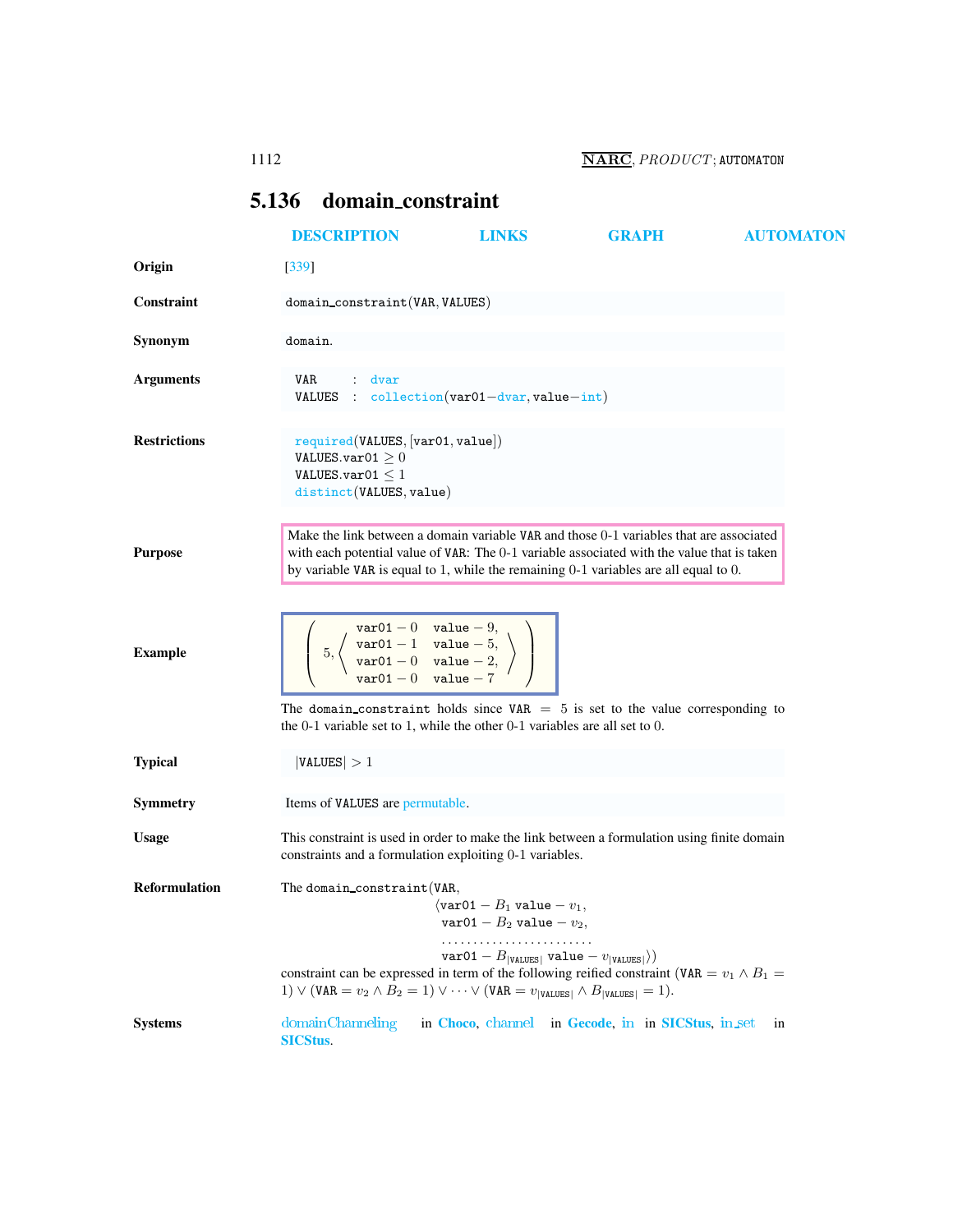## 5.136 domain_constraint

DESCRIPTION LINKS GRAPH AUTOMATON

**Origin**

[339]

**Constraint**

domain_constraint(VAR, VALUES)

**Synonym**

domain.

**Arguments**

```
VAR    : dvar
VALUES : collection(var01-dvar, value-int)
```

**Restrictions**

required(VALUES, [var01, value])
VALUES.var01 $\geq 0$
VALUES.var01 $\leq 1$
distinct(VALUES, value)

**Purpose**

Make the link between a domain variable VAR and those 0-1 variables that are associated with each potential value of VAR: The 0-1 variable associated with the value that is taken by variable VAR is equal to 1, while the remaining 0-1 variables are all equal to 0.

**Example**

$$\left(5, \left\langle \begin{array}{ll} \texttt{var01}-0 & \texttt{value}-9, \\ \texttt{var01}-1 & \texttt{value}-5, \\ \texttt{var01}-0 & \texttt{value}-2, \\ \texttt{var01}-0 & \texttt{value}-7 \end{array} \right\rangle \right)$$

The domain_constraint holds since VAR $=$ 5 is set to the value corresponding to the 0-1 variable set to 1, while the other 0-1 variables are all set to 0.

**Typical**

$|\texttt{VALUES}| > 1$

**Symmetry**

Items of VALUES are permutable.

**Usage**

This constraint is used in order to make the link between a formulation using finite domain constraints and a formulation exploiting 0-1 variables.

**Reformulation**

The domain_constraint(VAR,
⟨var01 $-$ $B_1$ value $-$ $v_1$,
var01 $-$ $B_2$ value $-$ $v_2$,
........................
var01 $-$ $B_{|\texttt{VALUES}|}$ value $-$ $v_{|\texttt{VALUES}|}$⟩)
constraint can be expressed in term of the following reified constraint $(\texttt{VAR} = v_1 \wedge B_1 = 1) \vee (\texttt{VAR} = v_2 \wedge B_2 = 1) \vee \cdots \vee (\texttt{VAR} = v_{|\texttt{VALUES}|} \wedge B_{|\texttt{VALUES}|} = 1)$.

**Systems**

domainChanneling in **Choco**, channel in **Gecode**, in in **SICStus**, in_set in **SICStus**.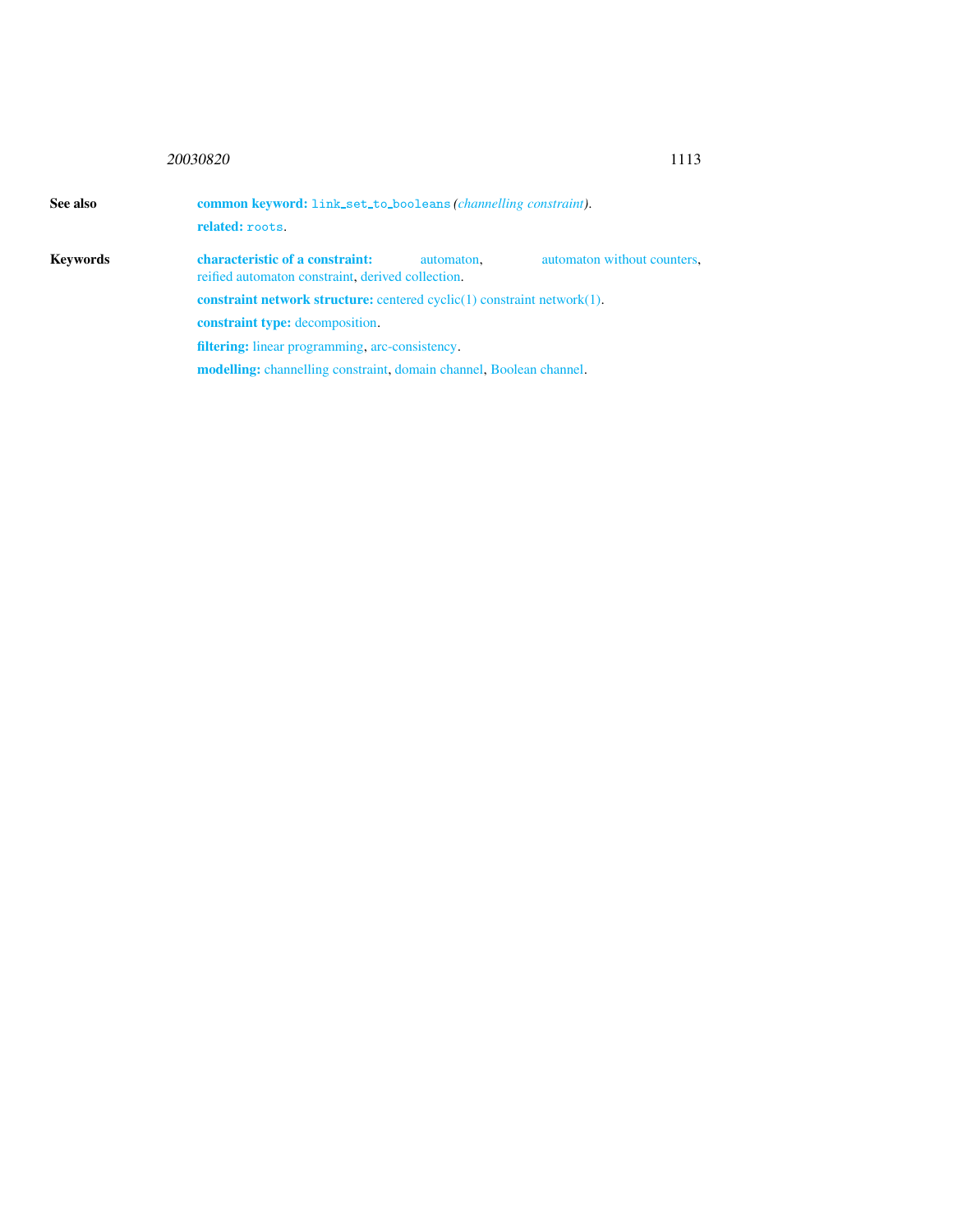**See also**

**common keyword:** `link_set_to_booleans` *(channelling constraint)*.

**related:** `roots`.

**Keywords**

**characteristic of a constraint:** automaton, automaton without counters, reified automaton constraint, derived collection.

**constraint network structure:** centered cyclic(1) constraint network(1).

**constraint type:** decomposition.

**filtering:** linear programming, arc-consistency.

**modelling:** channelling constraint, domain channel, Boolean channel.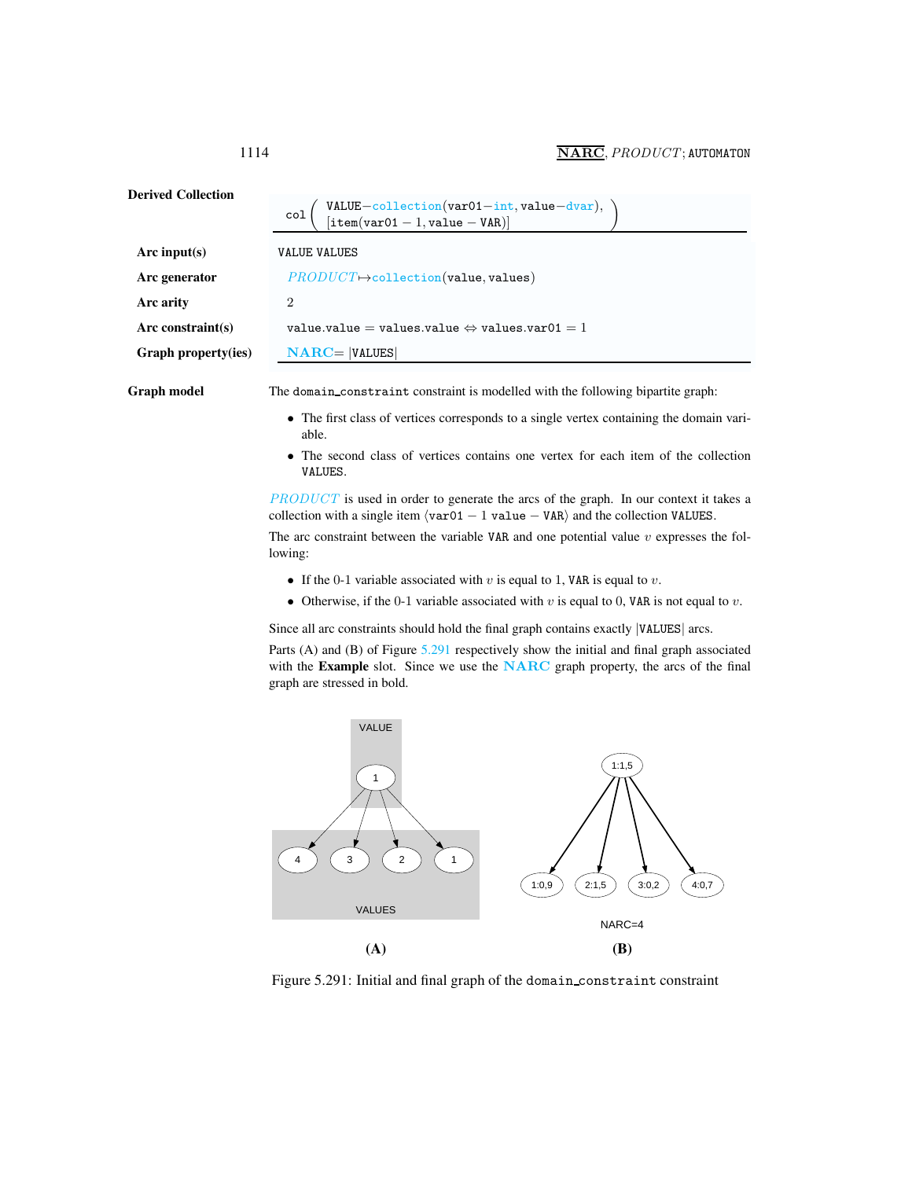**Derived Collection**

col ( VALUE−collection(var01−int, value−dvar), [item(var01 − 1, value − VAR)] )

**Arc input(s)** VALUE VALUES

**Arc generator** *PRODUCT*↦collection(value, values)

**Arc arity** 2

**Arc constraint(s)** value.value = values.value ⇔ values.var01 = 1

**Graph property(ies)** **NARC**= |VALUES|

**Graph model**

The domain_constraint constraint is modelled with the following bipartite graph:

- The first class of vertices corresponds to a single vertex containing the domain variable.
- The second class of vertices contains one vertex for each item of the collection VALUES.

*PRODUCT* is used in order to generate the arcs of the graph. In our context it takes a collection with a single item ⟨var01 − 1 value − VAR⟩ and the collection VALUES.

The arc constraint between the variable VAR and one potential value $v$ expresses the following:

- If the 0-1 variable associated with $v$ is equal to 1, VAR is equal to $v$.
- Otherwise, if the 0-1 variable associated with $v$ is equal to 0, VAR is not equal to $v$.

Since all arc constraints should hold the final graph contains exactly |VALUES| arcs.

Parts (A) and (B) of Figure 5.291 respectively show the initial and final graph associated with the **Example** slot. Since we use the **NARC** graph property, the arcs of the final graph are stressed in bold.

Figure 5.291: Initial and final graph of the domain_constraint constraint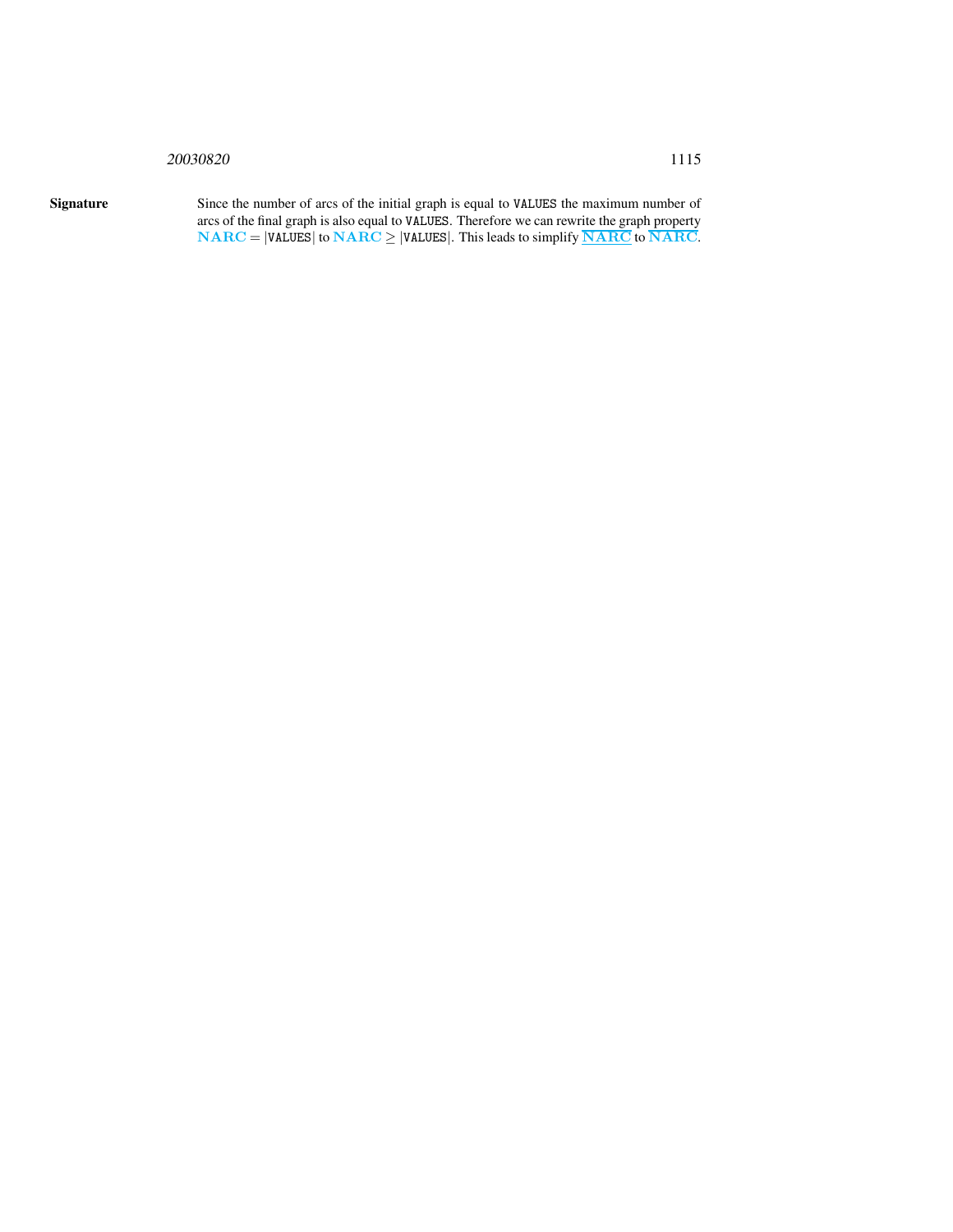**Signature**

Since the number of arcs of the initial graph is equal to VALUES the maximum number of arcs of the final graph is also equal to VALUES. Therefore we can rewrite the graph property $\mathbf{NARC} = |\text{VALUES}|$ to $\mathbf{NARC} \geq |\text{VALUES}|$. This leads to simplify $\underline{\overline{\mathbf{NARC}}}$ to $\overline{\mathbf{NARC}}$.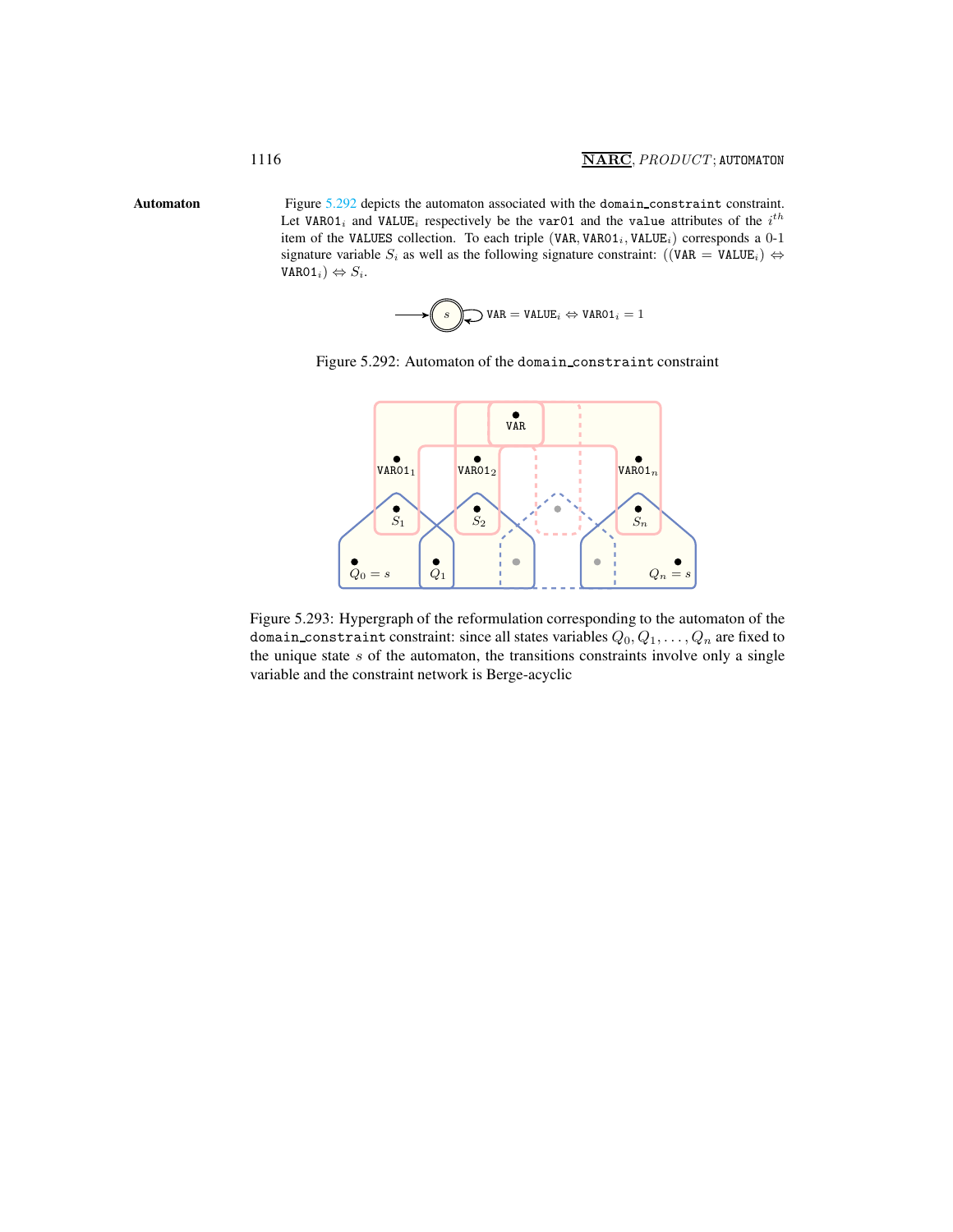**Automaton**

Figure 5.292 depicts the automaton associated with the domain_constraint constraint. Let $\texttt{VAR01}_i$ and $\texttt{VALUE}_i$ respectively be the var01 and the value attributes of the $i^{th}$ item of the VALUES collection. To each triple $(\texttt{VAR}, \texttt{VAR01}_i, \texttt{VALUE}_i)$ corresponds a 0-1 signature variable $S_i$ as well as the following signature constraint: $((\texttt{VAR} = \texttt{VALUE}_i) \Leftrightarrow \texttt{VAR01}_i) \Leftrightarrow S_i$.

Figure 5.292: Automaton of the domain_constraint constraint

Figure 5.293: Hypergraph of the reformulation corresponding to the automaton of the domain_constraint constraint: since all states variables $Q_0, Q_1, \ldots, Q_n$ are fixed to the unique state $s$ of the automaton, the transitions constraints involve only a single variable and the constraint network is Berge-acyclic